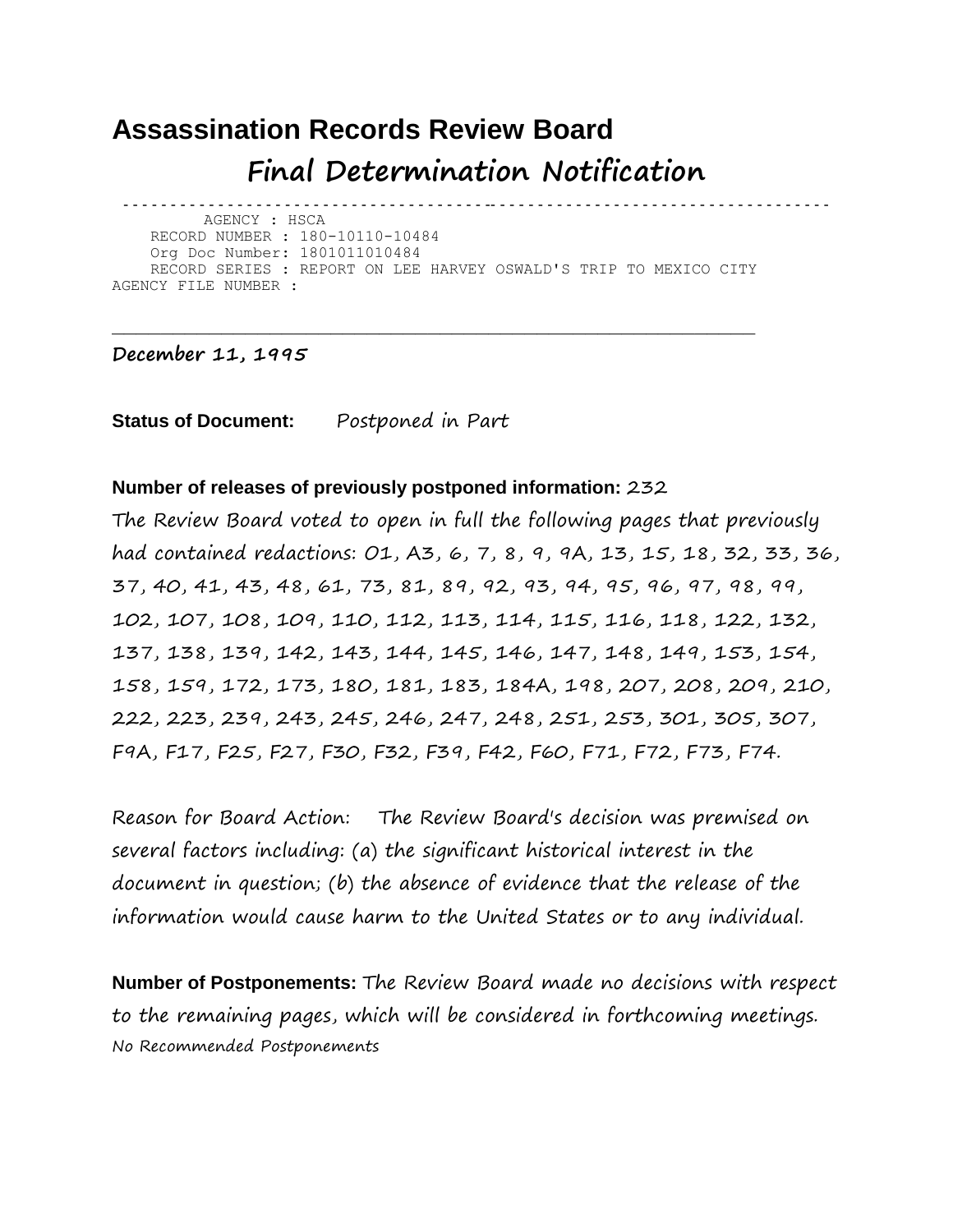# Assassination Records Review Board

## Final Determination Notification

```
---------------------------------------------------------------------
        AGENCY : HSCA
    RECORD NUMBER : 180-10110-10484
    Org Doc Number: 1801011010484
    RECORD SERIES : REPORT ON LEE HARVEY OSWALD'S TRIP TO MEXICO CITY
AGENCY FILE NUMBER :
```

---

**December 11, 1995**

**Status of Document:** Postponed in Part

**Number of releases of previously postponed information:** 232

The Review Board voted to open in full the following pages that previously had contained redactions: 01, A3, 6, 7, 8, 9, 9A, 13, 15, 18, 32, 33, 36, 37, 40, 41, 43, 48, 61, 73, 81, 89, 92, 93, 94, 95, 96, 97, 98, 99, 102, 107, 108, 109, 110, 112, 113, 114, 115, 116, 118, 122, 132, 137, 138, 139, 142, 143, 144, 145, 146, 147, 148, 149, 153, 154, 158, 159, 172, 173, 180, 181, 183, 184A, 198, 207, 208, 209, 210, 222, 223, 239, 243, 245, 246, 247, 248, 251, 253, 301, 305, 307, F9A, F17, F25, F27, F30, F32, F39, F42, F60, F71, F72, F73, F74.

Reason for Board Action: The Review Board's decision was premised on several factors including: (a) the significant historical interest in the document in question; (b) the absence of evidence that the release of the information would cause harm to the United States or to any individual.

**Number of Postponements:** The Review Board made no decisions with respect to the remaining pages, which will be considered in forthcoming meetings.

No Recommended Postponements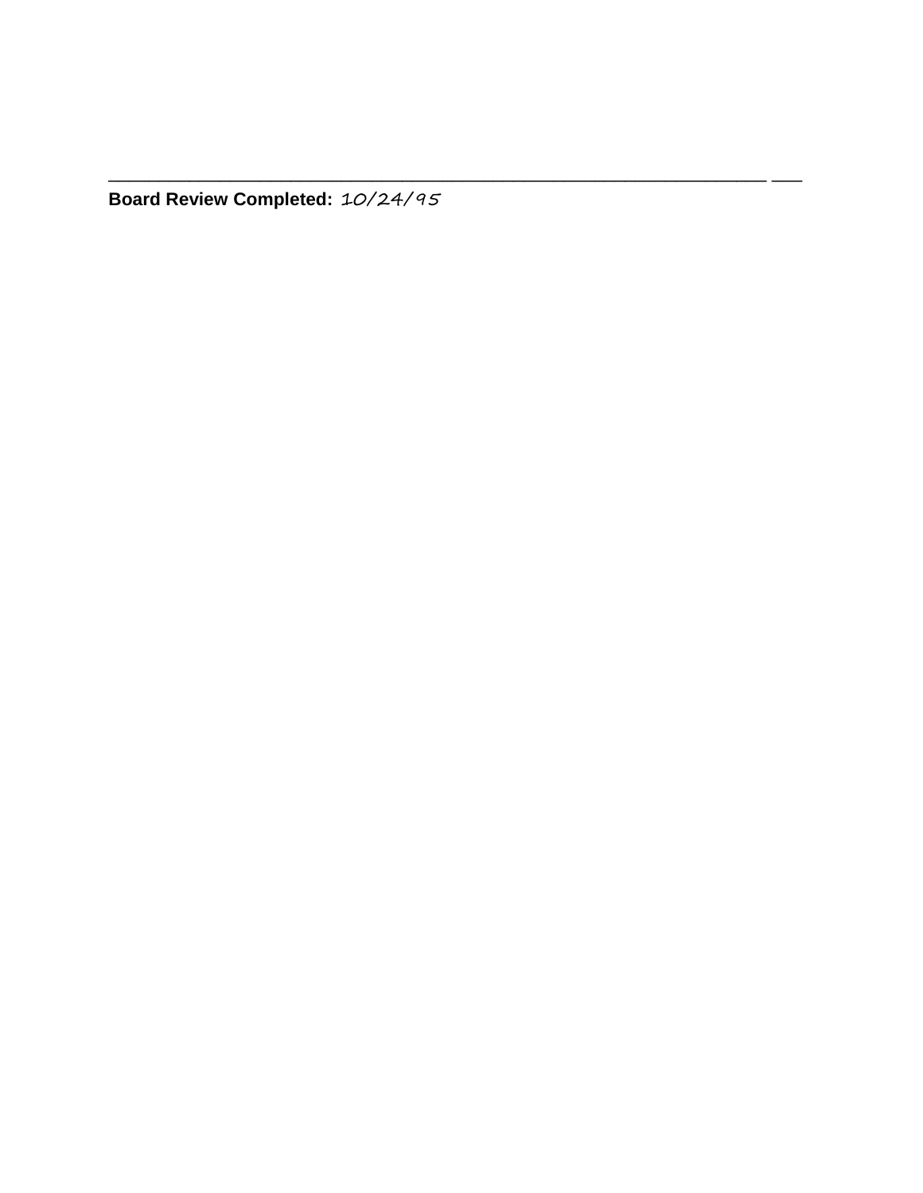---

**Board Review Completed:** 10/24/95